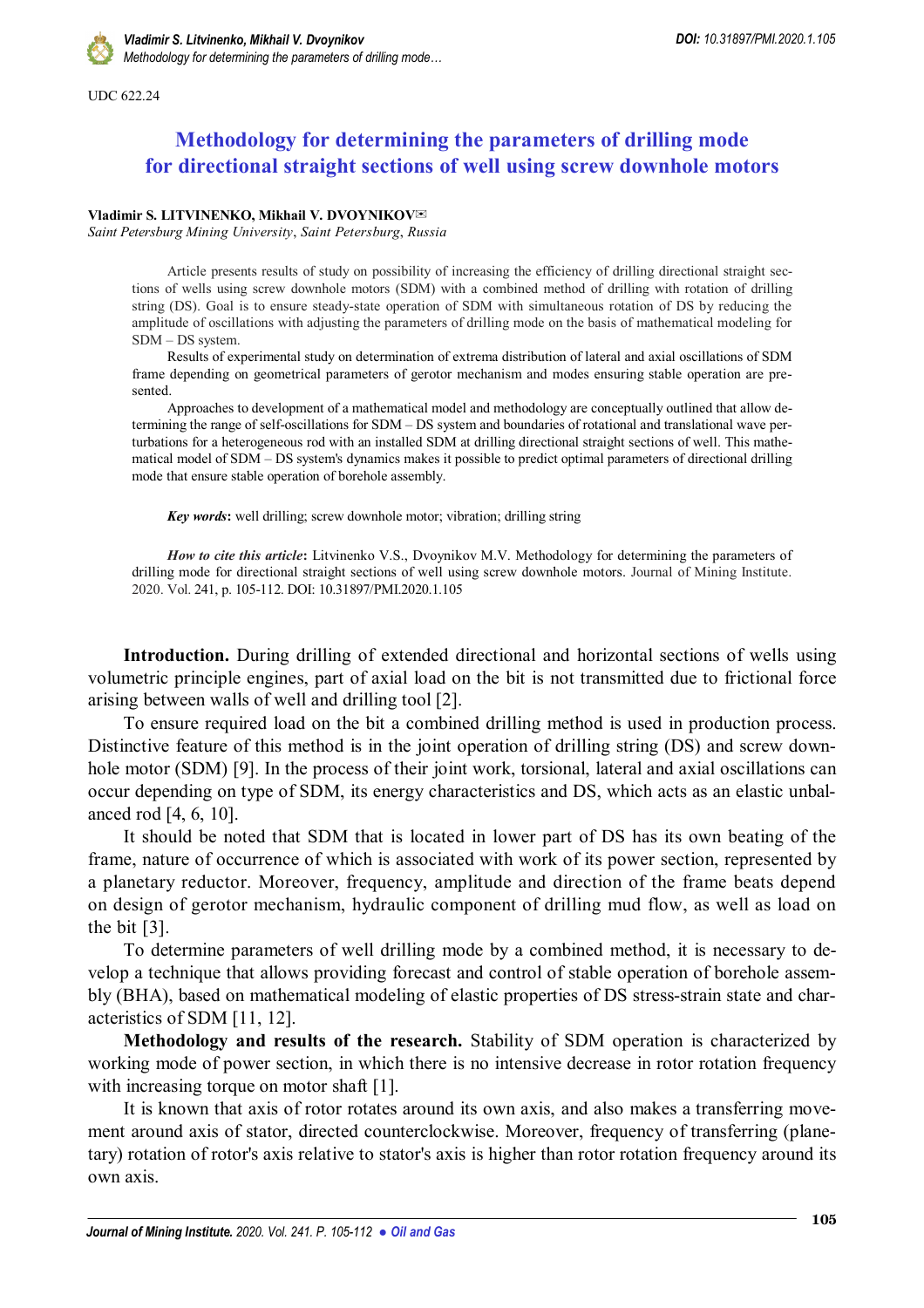UDC 622.24

# Methodology for determining the parameters of drilling mode for directional straight sections of well using screw downhole motors

**Vladimir S. LITVINENKO, Mikhail V. DVOYNIKOV✉**

*Saint Petersburg Mining University, Saint Petersburg, Russia*

Article presents results of study on possibility of increasing the efficiency of drilling directional straight sections of wells using screw downhole motors (SDM) with a combined method of drilling with rotation of drilling string (DS). Goal is to ensure steady-state operation of SDM with simultaneous rotation of DS by reducing the amplitude of oscillations with adjusting the parameters of drilling mode on the basis of mathematical modeling for SDM – DS system.

Results of experimental study on determination of extrema distribution of lateral and axial oscillations of SDM frame depending on geometrical parameters of gerotor mechanism and modes ensuring stable operation are presented.

Approaches to development of a mathematical model and methodology are conceptually outlined that allow determining the range of self-oscillations for SDM – DS system and boundaries of rotational and translational wave perturbations for a heterogeneous rod with an installed SDM at drilling directional straight sections of well. This mathematical model of SDM – DS system's dynamics makes it possible to predict optimal parameters of directional drilling mode that ensure stable operation of borehole assembly.

***Key words*:** well drilling; screw downhole motor; vibration; drilling string

***How to cite this article*:** Litvinenko V.S., Dvoynikov M.V. Methodology for determining the parameters of drilling mode for directional straight sections of well using screw downhole motors. Journal of Mining Institute. 2020. Vol. 241, p. 105-112. DOI: 10.31897/PMI.2020.1.105

**Introduction.** During drilling of extended directional and horizontal sections of wells using volumetric principle engines, part of axial load on the bit is not transmitted due to frictional force arising between walls of well and drilling tool [2].

To ensure required load on the bit a combined drilling method is used in production process. Distinctive feature of this method is in the joint operation of drilling string (DS) and screw downhole motor (SDM) [9]. In the process of their joint work, torsional, lateral and axial oscillations can occur depending on type of SDM, its energy characteristics and DS, which acts as an elastic unbalanced rod [4, 6, 10].

It should be noted that SDM that is located in lower part of DS has its own beating of the frame, nature of occurrence of which is associated with work of its power section, represented by a planetary reductor. Moreover, frequency, amplitude and direction of the frame beats depend on design of gerotor mechanism, hydraulic component of drilling mud flow, as well as load on the bit [3].

To determine parameters of well drilling mode by a combined method, it is necessary to develop a technique that allows providing forecast and control of stable operation of borehole assembly (BHA), based on mathematical modeling of elastic properties of DS stress-strain state and characteristics of SDM [11, 12].

**Methodology and results of the research.** Stability of SDM operation is characterized by working mode of power section, in which there is no intensive decrease in rotor rotation frequency with increasing torque on motor shaft [1].

It is known that axis of rotor rotates around its own axis, and also makes a transferring movement around axis of stator, directed counterclockwise. Moreover, frequency of transferring (planetary) rotation of rotor's axis relative to stator's axis is higher than rotor rotation frequency around its own axis.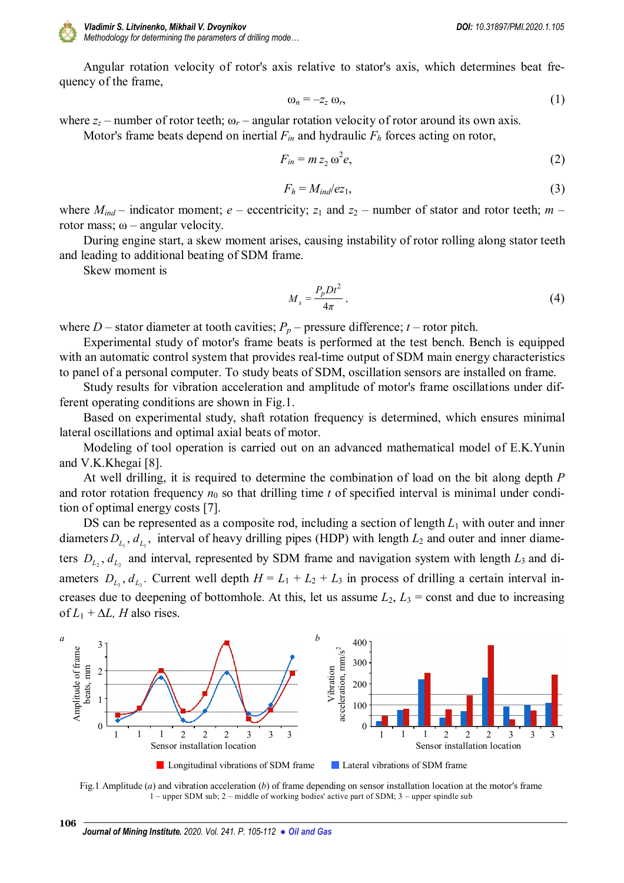Angular rotation velocity of rotor's axis relative to stator's axis, which determines beat frequency of the frame,

$$\omega_n = -z_z\,\omega_r, \tag{1}$$

where $z_z$ – number of rotor teeth; $\omega_r$ – angular rotation velocity of rotor around its own axis.

Motor's frame beats depend on inertial $F_{in}$ and hydraulic $F_h$ forces acting on rotor,

$$F_{in} = m\,z_2\,\omega^2 e, \tag{2}$$

$$F_h = M_{ind}/ez_1, \tag{3}$$

where $M_{ind}$ – indicator moment; $e$ – eccentricity; $z_1$ and $z_2$ – number of stator and rotor teeth; $m$ – rotor mass; $\omega$ – angular velocity.

During engine start, a skew moment arises, causing instability of rotor rolling along stator teeth and leading to additional beating of SDM frame.

Skew moment is

$$M_s = \frac{P_p D t^2}{4\pi}. \tag{4}$$

where $D$ – stator diameter at tooth cavities; $P_p$ – pressure difference; $t$ – rotor pitch.

Experimental study of motor's frame beats is performed at the test bench. Bench is equipped with an automatic control system that provides real-time output of SDM main energy characteristics to panel of a personal computer. To study beats of SDM, oscillation sensors are installed on frame.

Study results for vibration acceleration and amplitude of motor's frame oscillations under different operating conditions are shown in Fig.1.

Based on experimental study, shaft rotation frequency is determined, which ensures minimal lateral oscillations and optimal axial beats of motor.

Modeling of tool operation is carried out on an advanced mathematical model of E.K.Yunin and V.K.Khegai [8].

At well drilling, it is required to determine the combination of load on the bit along depth $P$ and rotor rotation frequency $n_0$ so that drilling time $t$ of specified interval is minimal under condition of optimal energy costs [7].

DS can be represented as a composite rod, including a section of length $L_1$ with outer and inner diameters $D_{L_1}$, $d_{L_1}$, interval of heavy drilling pipes (HDP) with length $L_2$ and outer and inner diameters $D_{L_2}$, $d_{L_2}$ and interval, represented by SDM frame and navigation system with length $L_3$ and diameters $D_{L_3}$, $d_{L_3}$. Current well depth $H = L_1 + L_2 + L_3$ in process of drilling a certain interval increases due to deepening of bottomhole. At this, let us assume $L_2$, $L_3$ = const and due to increasing of $L_1 + \Delta L$, $H$ also rises.

Fig.1 Amplitude (*a*) and vibration acceleration (*b*) of frame depending on sensor installation location at the motor's frame
1 – upper SDM sub; 2 – middle of working bodies' active part of SDM; 3 – upper spindle sub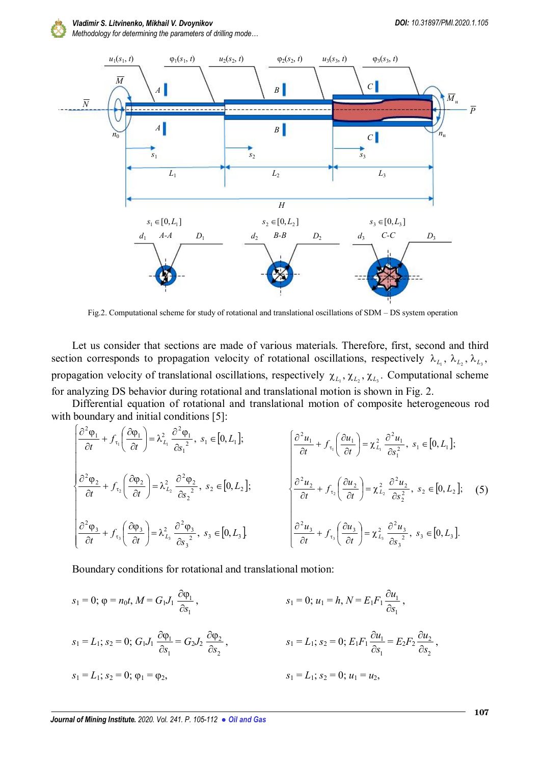Fig.2. Computational scheme for study of rotational and translational oscillations of SDM – DS system operation

Let us consider that sections are made of various materials. Therefore, first, second and third section corresponds to propagation velocity of rotational oscillations, respectively $\lambda_{L_1}, \lambda_{L_2}, \lambda_{L_3}$, propagation velocity of translational oscillations, respectively $\chi_{L_1}, \chi_{L_2}, \chi_{L_3}$. Computational scheme for analyzing DS behavior during rotational and translational motion is shown in Fig. 2.

Differential equation of rotational and translational motion of composite heterogeneous rod with boundary and initial conditions [5]:

$$
\begin{cases}
\dfrac{\partial^2\varphi_1}{\partial t} + f_{\tau_1}\left(\dfrac{\partial\varphi_1}{\partial t}\right) = \lambda_{L_1}^2 \dfrac{\partial^2\varphi_1}{\partial s_1{}^2},\ s_1 \in [0, L_1]; \\[2ex]
\dfrac{\partial^2\varphi_2}{\partial t} + f_{\tau_2}\left(\dfrac{\partial\varphi_2}{\partial t}\right) = \lambda_{L_2}^2 \dfrac{\partial^2\varphi_2}{\partial s_2{}^2},\ s_2 \in [0, L_2]; \\[2ex]
\dfrac{\partial^2\varphi_3}{\partial t} + f_{\tau_3}\left(\dfrac{\partial\varphi_3}{\partial t}\right) = \lambda_{L_3}^2 \dfrac{\partial^2\varphi_3}{\partial s_3{}^2},\ s_3 \in [0, L_3]
\end{cases}
\qquad
\begin{cases}
\dfrac{\partial^2 u_1}{\partial t} + f_{\tau_1}\left(\dfrac{\partial u_1}{\partial t}\right) = \chi_{L_1}^2 \dfrac{\partial^2 u_1}{\partial s_1^2},\ s_1 \in [0, L_1]; \\[2ex]
\dfrac{\partial^2 u_2}{\partial t} + f_{\tau_2}\left(\dfrac{\partial u_2}{\partial t}\right) = \chi_{L_2}^2 \dfrac{\partial^2 u_2}{\partial s_2^2},\ s_2 \in [0, L_2]; \\[2ex]
\dfrac{\partial^2 u_3}{\partial t} + f_{\tau_3}\left(\dfrac{\partial u_3}{\partial t}\right) = \chi_{L_3}^2 \dfrac{\partial^2 u_3}{\partial s_3{}^2},\ s_3 \in [0, L_3].
\end{cases}
\qquad (5)
$$

Boundary conditions for rotational and translational motion:

$$s_1 = 0;\ \varphi = n_0 t,\ M = G_1 J_1 \frac{\partial\varphi_1}{\partial s_1}, \qquad s_1 = 0;\ u_1 = h,\ N = E_1 F_1 \frac{\partial u_1}{\partial s_1},$$

$$s_1 = L_1;\ s_2 = 0;\ G_1 J_1 \frac{\partial\varphi_1}{\partial s_1} = G_2 J_2 \frac{\partial\varphi_2}{\partial s_2}, \qquad s_1 = L_1;\ s_2 = 0;\ E_1 F_1 \frac{\partial u_1}{\partial s_1} = E_2 F_2 \frac{\partial u_2}{\partial s_2},$$

$$s_1 = L_1;\ s_2 = 0;\ \varphi_1 = \varphi_2, \qquad s_1 = L_1;\ s_2 = 0;\ u_1 = u_2,$$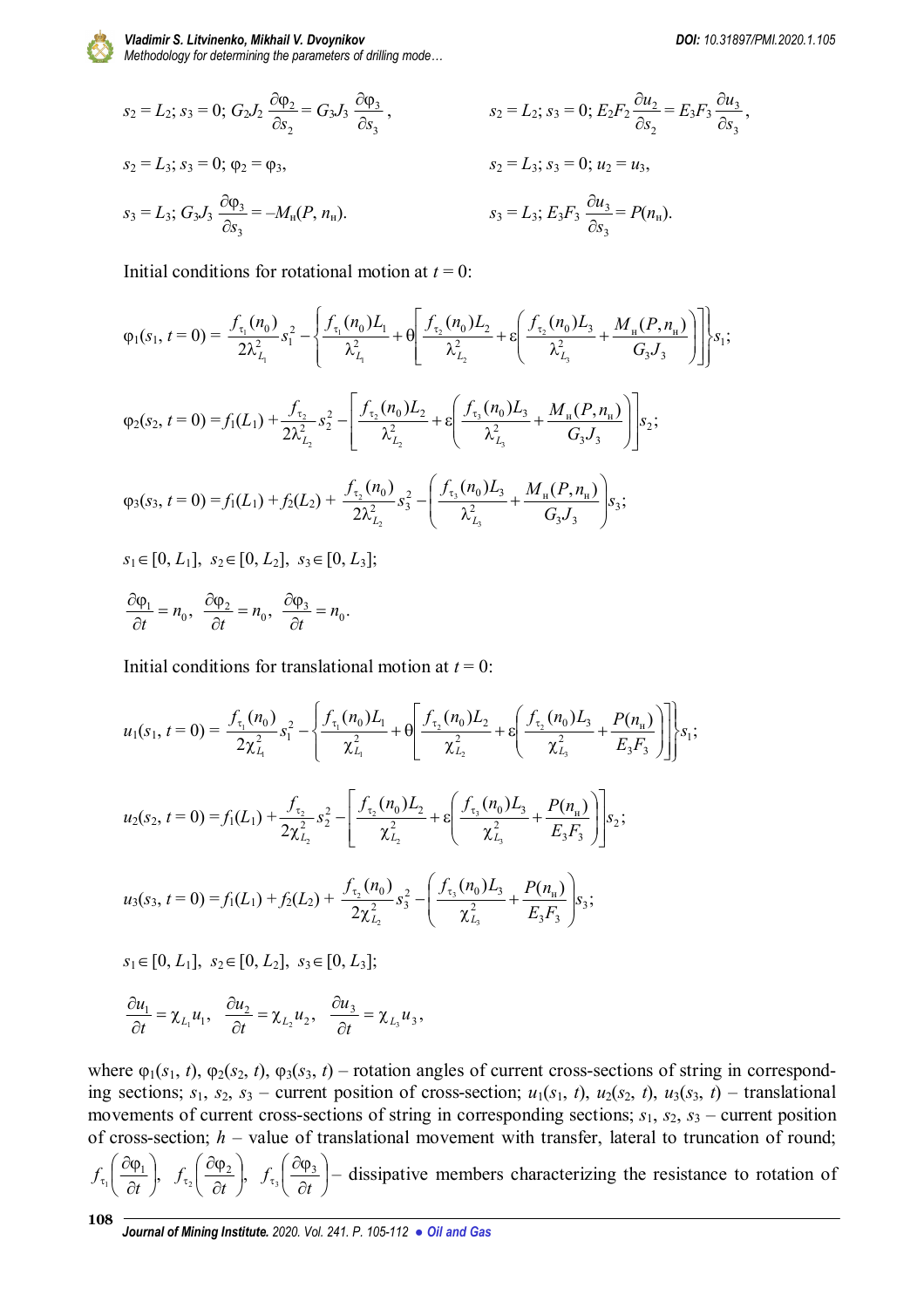$$s_2 = L_2;\ s_3 = 0;\ G_2 J_2 \frac{\partial \varphi_2}{\partial s_2} = G_3 J_3 \frac{\partial \varphi_3}{\partial s_3}, \qquad s_2 = L_2;\ s_3 = 0;\ E_2 F_2 \frac{\partial u_2}{\partial s_2} = E_3 F_3 \frac{\partial u_3}{\partial s_3},$$

$$s_2 = L_3;\ s_3 = 0;\ \varphi_2 = \varphi_3, \qquad s_2 = L_3;\ s_3 = 0;\ u_2 = u_3,$$

$$s_3 = L_3;\ G_3 J_3 \frac{\partial \varphi_3}{\partial s_3} = -M_{\text{н}}(P, n_{\text{н}}). \qquad s_3 = L_3;\ E_3 F_3 \frac{\partial u_3}{\partial s_3} = P(n_{\text{н}}).$$

Initial conditions for rotational motion at $t = 0$:

$$\varphi_1(s_1, t=0) = \frac{f_{\tau_1}(n_0)}{2\lambda_{L_1}^2} s_1^2 - \left\{ \frac{f_{\tau_1}(n_0) L_1}{\lambda_{L_1}^2} + \theta \left[ \frac{f_{\tau_2}(n_0) L_2}{\lambda_{L_2}^2} + \varepsilon \left( \frac{f_{\tau_2}(n_0) L_3}{\lambda_{L_3}^2} + \frac{M_{\text{н}}(P, n_{\text{н}})}{G_3 J_3} \right) \right] \right\} s_1;$$

$$\varphi_2(s_2, t=0) = f_1(L_1) + \frac{f_{\tau_2}}{2\lambda_{L_2}^2} s_2^2 - \left[ \frac{f_{\tau_2}(n_0) L_2}{\lambda_{L_2}^2} + \varepsilon \left( \frac{f_{\tau_3}(n_0) L_3}{\lambda_{L_3}^2} + \frac{M_{\text{н}}(P, n_{\text{н}})}{G_3 J_3} \right) \right] s_2;$$

$$\varphi_3(s_3, t=0) = f_1(L_1) + f_2(L_2) + \frac{f_{\tau_2}(n_0)}{2\lambda_{L_2}^2} s_3^2 - \left( \frac{f_{\tau_3}(n_0) L_3}{\lambda_{L_3}^2} + \frac{M_{\text{н}}(P, n_{\text{н}})}{G_3 J_3} \right) s_3;$$

$s_1 \in [0, L_1],\ s_2 \in [0, L_2],\ s_3 \in [0, L_3];$

$$\frac{\partial \varphi_1}{\partial t} = n_0, \quad \frac{\partial \varphi_2}{\partial t} = n_0, \quad \frac{\partial \varphi_3}{\partial t} = n_0.$$

Initial conditions for translational motion at $t = 0$:

$$u_1(s_1, t=0) = \frac{f_{\tau_1}(n_0)}{2\chi_{L_1}^2} s_1^2 - \left\{ \frac{f_{\tau_1}(n_0) L_1}{\chi_{L_1}^2} + \theta \left[ \frac{f_{\tau_2}(n_0) L_2}{\chi_{L_2}^2} + \varepsilon \left( \frac{f_{\tau_2}(n_0) L_3}{\chi_{L_3}^2} + \frac{P(n_{\text{н}})}{E_3 F_3} \right) \right] \right\} s_1;$$

$$u_2(s_2, t=0) = f_1(L_1) + \frac{f_{\tau_2}}{2\chi_{L_2}^2} s_2^2 - \left[ \frac{f_{\tau_2}(n_0) L_2}{\chi_{L_2}^2} + \varepsilon \left( \frac{f_{\tau_3}(n_0) L_3}{\chi_{L_3}^2} + \frac{P(n_{\text{н}})}{E_3 F_3} \right) \right] s_2;$$

$$u_3(s_3, t=0) = f_1(L_1) + f_2(L_2) + \frac{f_{\tau_2}(n_0)}{2\chi_{L_2}^2} s_3^2 - \left( \frac{f_{\tau_3}(n_0) L_3}{\chi_{L_3}^2} + \frac{P(n_{\text{н}})}{E_3 F_3} \right) s_3;$$

$s_1 \in [0, L_1],\ s_2 \in [0, L_2],\ s_3 \in [0, L_3];$

$$\frac{\partial u_1}{\partial t} = \chi_{L_1} u_1, \quad \frac{\partial u_2}{\partial t} = \chi_{L_2} u_2, \quad \frac{\partial u_3}{\partial t} = \chi_{L_3} u_3,$$

where $\varphi_1(s_1, t)$, $\varphi_2(s_2, t)$, $\varphi_3(s_3, t)$ – rotation angles of current cross-sections of string in corresponding sections; $s_1$, $s_2$, $s_3$ – current position of cross-section; $u_1(s_1, t)$, $u_2(s_2, t)$, $u_3(s_3, t)$ – translational movements of current cross-sections of string in corresponding sections; $s_1$, $s_2$, $s_3$ – current position of cross-section; $h$ – value of translational movement with transfer, lateral to truncation of round; $f_{\tau_1}\left(\frac{\partial \varphi_1}{\partial t}\right)$, $f_{\tau_2}\left(\frac{\partial \varphi_2}{\partial t}\right)$, $f_{\tau_3}\left(\frac{\partial \varphi_3}{\partial t}\right)$ – dissipative members characterizing the resistance to rotation of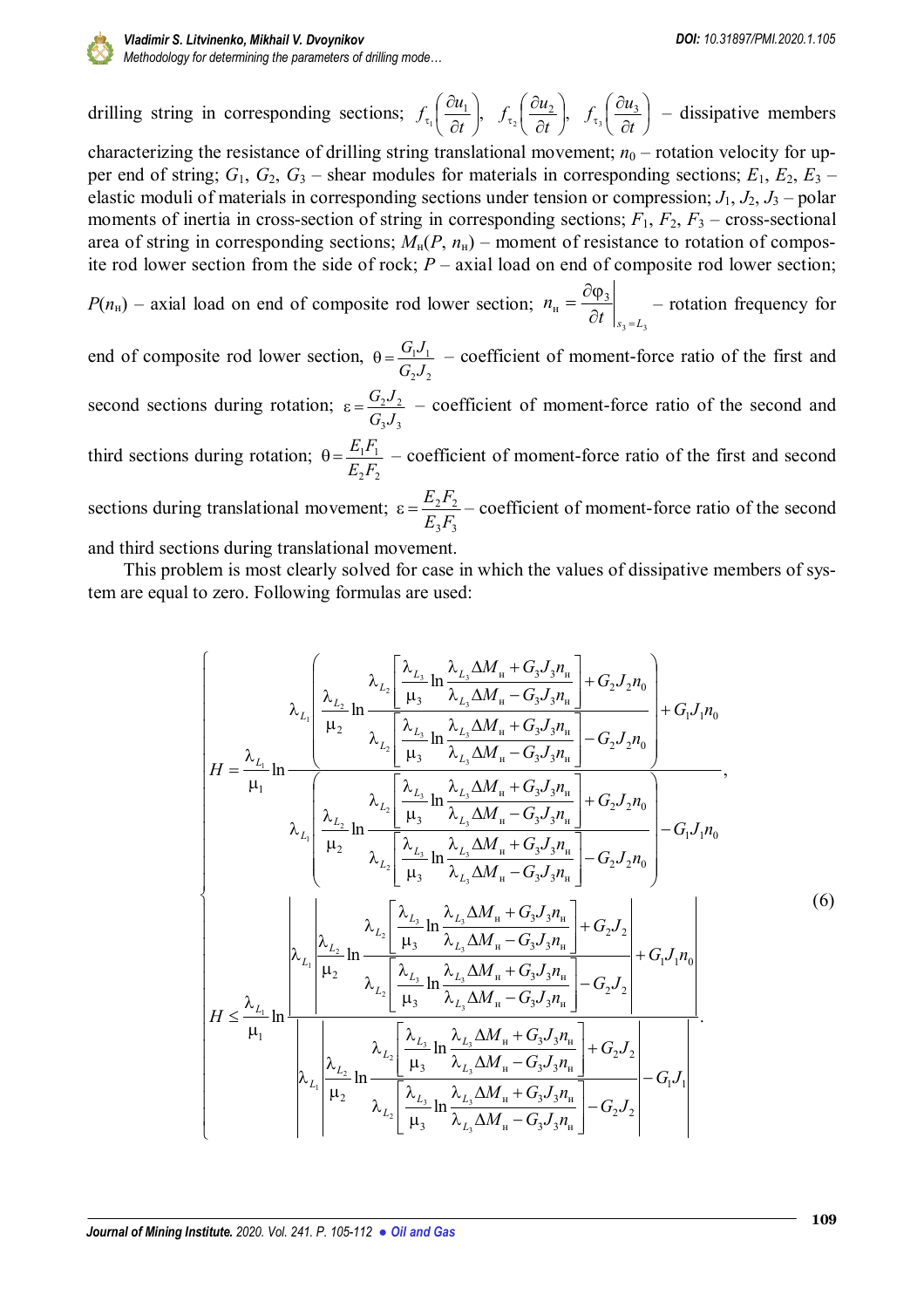drilling string in corresponding sections; $f_{\tau_1}\left(\frac{\partial u_1}{\partial t}\right)$, $f_{\tau_2}\left(\frac{\partial u_2}{\partial t}\right)$, $f_{\tau_3}\left(\frac{\partial u_3}{\partial t}\right)$ – dissipative members characterizing the resistance of drilling string translational movement; $n_0$ – rotation velocity for upper end of string; $G_1$, $G_2$, $G_3$ – shear modules for materials in corresponding sections; $E_1$, $E_2$, $E_3$ – elastic moduli of materials in corresponding sections under tension or compression; $J_1$, $J_2$, $J_3$ – polar moments of inertia in cross-section of string in corresponding sections; $F_1$, $F_2$, $F_3$ – cross-sectional area of string in corresponding sections; $M_н(P, n_н)$ – moment of resistance to rotation of composite rod lower section from the side of rock; $P$ – axial load on end of composite rod lower section; $P(n_н)$ – axial load on end of composite rod lower section; $n_н = \left.\frac{\partial \varphi_3}{\partial t}\right|_{s_3 = L_3}$ – rotation frequency for end of composite rod lower section, $\theta = \frac{G_1 J_1}{G_2 J_2}$ – coefficient of moment-force ratio of the first and second sections during rotation; $\varepsilon = \frac{G_2 J_2}{G_3 J_3}$ – coefficient of moment-force ratio of the second and third sections during rotation; $\theta = \frac{E_1 F_1}{E_2 F_2}$ – coefficient of moment-force ratio of the first and second sections during translational movement; $\varepsilon = \frac{E_2 F_2}{E_3 F_3}$ – coefficient of moment-force ratio of the second and third sections during translational movement.

This problem is most clearly solved for case in which the values of dissipative members of system are equal to zero. Following formulas are used:

$$
\begin{cases}
H = \dfrac{\lambda_{L_1}}{\mu_1} \ln \dfrac{\lambda_{L_1}\left(\dfrac{\lambda_{L_2}}{\mu_2} \ln \dfrac{\lambda_{L_2}\left[\dfrac{\lambda_{L_3}}{\mu_3} \ln \dfrac{\lambda_{L_3}\Delta M_н + G_3 J_3 n_н}{\lambda_{L_3}\Delta M_н - G_3 J_3 n_н}\right] + G_2 J_2 n_0}{\lambda_{L_2}\left[\dfrac{\lambda_{L_3}}{\mu_3} \ln \dfrac{\lambda_{L_3}\Delta M_н + G_3 J_3 n_н}{\lambda_{L_3}\Delta M_н - G_3 J_3 n_н}\right] - G_2 J_2 n_0}\right) + G_1 J_1 n_0}{\lambda_{L_1}\left(\dfrac{\lambda_{L_2}}{\mu_2} \ln \dfrac{\lambda_{L_2}\left[\dfrac{\lambda_{L_3}}{\mu_3} \ln \dfrac{\lambda_{L_3}\Delta M_н + G_3 J_3 n_н}{\lambda_{L_3}\Delta M_н - G_3 J_3 n_н}\right] + G_2 J_2 n_0}{\lambda_{L_2}\left[\dfrac{\lambda_{L_3}}{\mu_3} \ln \dfrac{\lambda_{L_3}\Delta M_н + G_3 J_3 n_н}{\lambda_{L_3}\Delta M_н - G_3 J_3 n_н}\right] - G_2 J_2 n_0}\right) - G_1 J_1 n_0}, \\[2em]
H \le \dfrac{\lambda_{L_1}}{\mu_1} \ln \dfrac{\left|\lambda_{L_1}\left|\dfrac{\lambda_{L_2}}{\mu_2} \ln \dfrac{\lambda_{L_2}\left[\dfrac{\lambda_{L_3}}{\mu_3} \ln \dfrac{\lambda_{L_3}\Delta M_н + G_3 J_3 n_н}{\lambda_{L_3}\Delta M_н - G_3 J_3 n_н}\right] + G_2 J_2}{\lambda_{L_2}\left[\dfrac{\lambda_{L_3}}{\mu_3} \ln \dfrac{\lambda_{L_3}\Delta M_н + G_3 J_3 n_н}{\lambda_{L_3}\Delta M_н - G_3 J_3 n_н}\right] - G_2 J_2}\right| + G_1 J_1 n_0\right|}{\left|\lambda_{L_1}\left|\dfrac{\lambda_{L_2}}{\mu_2} \ln \dfrac{\lambda_{L_2}\left[\dfrac{\lambda_{L_3}}{\mu_3} \ln \dfrac{\lambda_{L_3}\Delta M_н + G_3 J_3 n_н}{\lambda_{L_3}\Delta M_н - G_3 J_3 n_н}\right] + G_2 J_2}{\lambda_{L_2}\left[\dfrac{\lambda_{L_3}}{\mu_3} \ln \dfrac{\lambda_{L_3}\Delta M_н + G_3 J_3 n_н}{\lambda_{L_3}\Delta M_н - G_3 J_3 n_н}\right] - G_2 J_2}\right| - G_1 J_1\right|}.
\end{cases}
\tag{6}
$$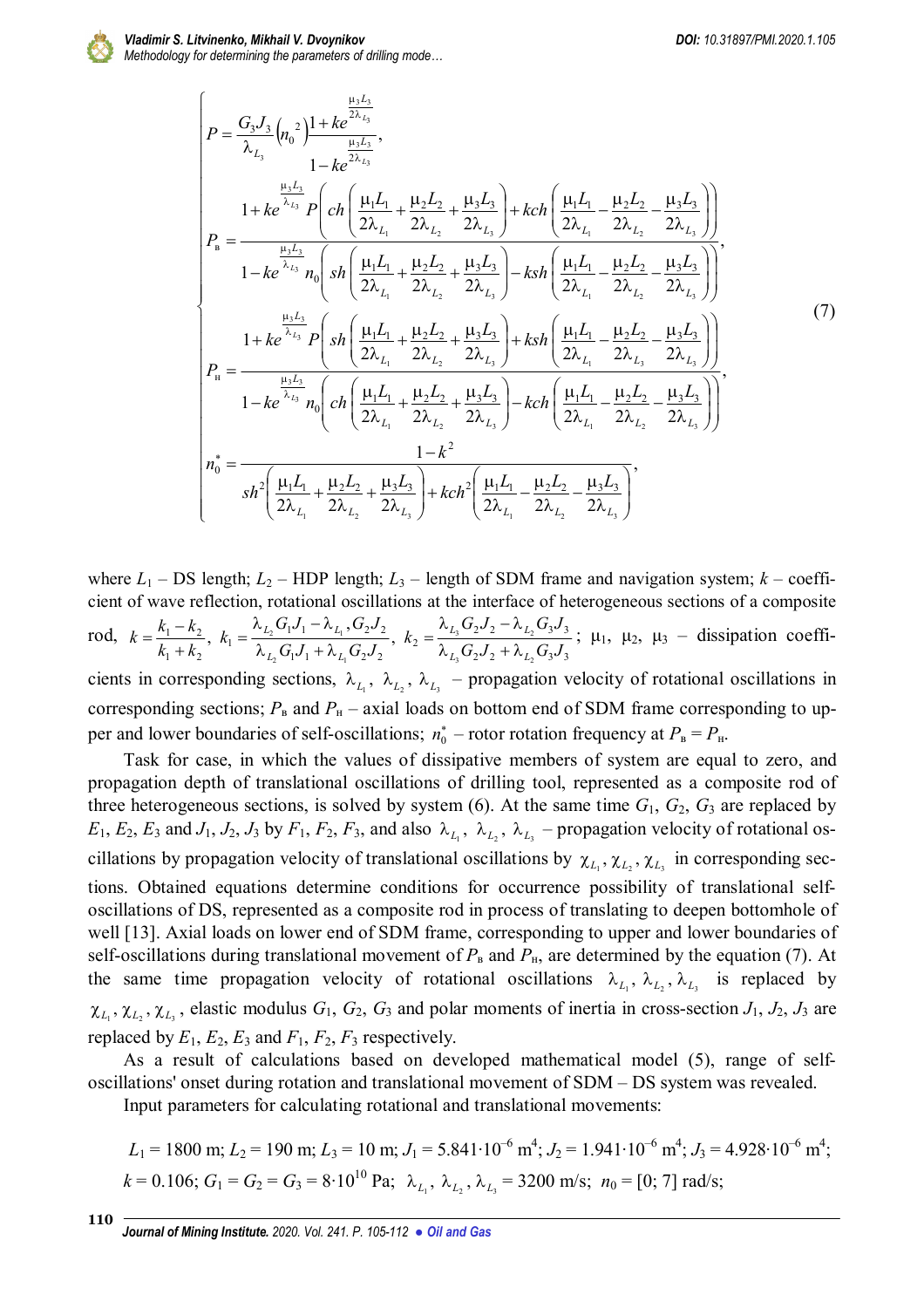$$
\begin{cases}
P = \dfrac{G_3 J_3}{\lambda_{L_3}} \left(n_0^{\;2}\right) \dfrac{1 + k e^{\frac{\mu_3 L_3}{2\lambda_{L_3}}}}{1 - k e^{\frac{\mu_3 L_3}{2\lambda_{L_3}}}}, \\[2ex]
P_{\text{в}} = \dfrac{1 + k e^{\frac{\mu_3 L_3}{\lambda_{L_3}}} P \left( ch\left( \dfrac{\mu_1 L_1}{2\lambda_{L_1}} + \dfrac{\mu_2 L_2}{2\lambda_{L_2}} + \dfrac{\mu_3 L_3}{2\lambda_{L_3}} \right) + kch\left( \dfrac{\mu_1 L_1}{2\lambda_{L_1}} - \dfrac{\mu_2 L_2}{2\lambda_{L_2}} - \dfrac{\mu_3 L_3}{2\lambda_{L_3}} \right) \right)}{1 - k e^{\frac{\mu_3 L_3}{\lambda_{L_3}}} n_0 \left( sh\left( \dfrac{\mu_1 L_1}{2\lambda_{L_1}} + \dfrac{\mu_2 L_2}{2\lambda_{L_2}} + \dfrac{\mu_3 L_3}{2\lambda_{L_3}} \right) - ksh\left( \dfrac{\mu_1 L_1}{2\lambda_{L_1}} - \dfrac{\mu_2 L_2}{2\lambda_{L_2}} - \dfrac{\mu_3 L_3}{2\lambda_{L_3}} \right) \right)}, \\[2ex]
P_{\text{н}} = \dfrac{1 + k e^{\frac{\mu_3 L_3}{\lambda_{L_3}}} P \left( sh\left( \dfrac{\mu_1 L_1}{2\lambda_{L_1}} + \dfrac{\mu_2 L_2}{2\lambda_{L_2}} + \dfrac{\mu_3 L_3}{2\lambda_{L_3}} \right) + ksh\left( \dfrac{\mu_1 L_1}{2\lambda_{L_1}} - \dfrac{\mu_2 L_2}{2\lambda_{L_3}} - \dfrac{\mu_3 L_3}{2\lambda_{L_3}} \right) \right)}{1 - k e^{\frac{\mu_3 L_3}{\lambda_{L_3}}} n_0 \left( ch\left( \dfrac{\mu_1 L_1}{2\lambda_{L_1}} + \dfrac{\mu_2 L_2}{2\lambda_{L_2}} + \dfrac{\mu_3 L_3}{2\lambda_{L_3}} \right) - kch\left( \dfrac{\mu_1 L_1}{2\lambda_{L_1}} - \dfrac{\mu_2 L_2}{2\lambda_{L_2}} - \dfrac{\mu_3 L_3}{2\lambda_{L_3}} \right) \right)}, \\[2ex]
n_0^* = \dfrac{1 - k^2}{sh^2\left( \dfrac{\mu_1 L_1}{2\lambda_{L_1}} + \dfrac{\mu_2 L_2}{2\lambda_{L_2}} + \dfrac{\mu_3 L_3}{2\lambda_{L_3}} \right) + kch^2\left( \dfrac{\mu_1 L_1}{2\lambda_{L_1}} - \dfrac{\mu_2 L_2}{2\lambda_{L_2}} - \dfrac{\mu_3 L_3}{2\lambda_{L_3}} \right)},
\end{cases}
\tag{7}
$$

where $L_1$ – DS length; $L_2$ – HDP length; $L_3$ – length of SDM frame and navigation system; $k$ – coefficient of wave reflection, rotational oscillations at the interface of heterogeneous sections of a composite rod, $k = \dfrac{k_1 - k_2}{k_1 + k_2}$, $k_1 = \dfrac{\lambda_{L_2} G_1 J_1 - \lambda_{L_1} G_2 J_2}{\lambda_{L_2} G_1 J_1 + \lambda_{L_1} G_2 J_2}$, $k_2 = \dfrac{\lambda_{L_3} G_2 J_2 - \lambda_{L_2} G_3 J_3}{\lambda_{L_3} G_2 J_2 + \lambda_{L_2} G_3 J_3}$; $\mu_1$, $\mu_2$, $\mu_3$ – dissipation coefficients in corresponding sections, $\lambda_{L_1}$, $\lambda_{L_2}$, $\lambda_{L_3}$ – propagation velocity of rotational oscillations in corresponding sections; $P_{\text{в}}$ and $P_{\text{н}}$ – axial loads on bottom end of SDM frame corresponding to upper and lower boundaries of self-oscillations; $n_0^*$ – rotor rotation frequency at $P_{\text{в}} = P_{\text{н}}$.

Task for case, in which the values of dissipative members of system are equal to zero, and propagation depth of translational oscillations of drilling tool, represented as a composite rod of three heterogeneous sections, is solved by system (6). At the same time $G_1$, $G_2$, $G_3$ are replaced by $E_1$, $E_2$, $E_3$ and $J_1$, $J_2$, $J_3$ by $F_1$, $F_2$, $F_3$, and also $\lambda_{L_1}$, $\lambda_{L_2}$, $\lambda_{L_3}$ – propagation velocity of rotational oscillations by propagation velocity of translational oscillations by $\chi_{L_1}$, $\chi_{L_2}$, $\chi_{L_3}$ in corresponding sections. Obtained equations determine conditions for occurrence possibility of translational self-oscillations of DS, represented as a composite rod in process of translating to deepen bottomhole of well [13]. Axial loads on lower end of SDM frame, corresponding to upper and lower boundaries of self-oscillations during translational movement of $P_{\text{в}}$ and $P_{\text{н}}$, are determined by the equation (7). At the same time propagation velocity of rotational oscillations $\lambda_{L_1}$, $\lambda_{L_2}$, $\lambda_{L_3}$ is replaced by $\chi_{L_1}$, $\chi_{L_2}$, $\chi_{L_3}$, elastic modulus $G_1$, $G_2$, $G_3$ and polar moments of inertia in cross-section $J_1$, $J_2$, $J_3$ are replaced by $E_1$, $E_2$, $E_3$ and $F_1$, $F_2$, $F_3$ respectively.

As a result of calculations based on developed mathematical model (5), range of self-oscillations' onset during rotation and translational movement of SDM – DS system was revealed.

Input parameters for calculating rotational and translational movements:

$L_1$ = 1800 m; $L_2$ = 190 m; $L_3$ = 10 m; $J_1 = 5.841 \cdot 10^{-6}$ m$^4$; $J_2 = 1.941 \cdot 10^{-6}$ m$^4$; $J_3 = 4.928 \cdot 10^{-6}$ m$^4$; $k$ = 0.106; $G_1 = G_2 = G_3 = 8 \cdot 10^{10}$ Pa; $\lambda_{L_1}$, $\lambda_{L_2}$, $\lambda_{L_3}$ = 3200 m/s; $n_0$ = [0; 7] rad/s;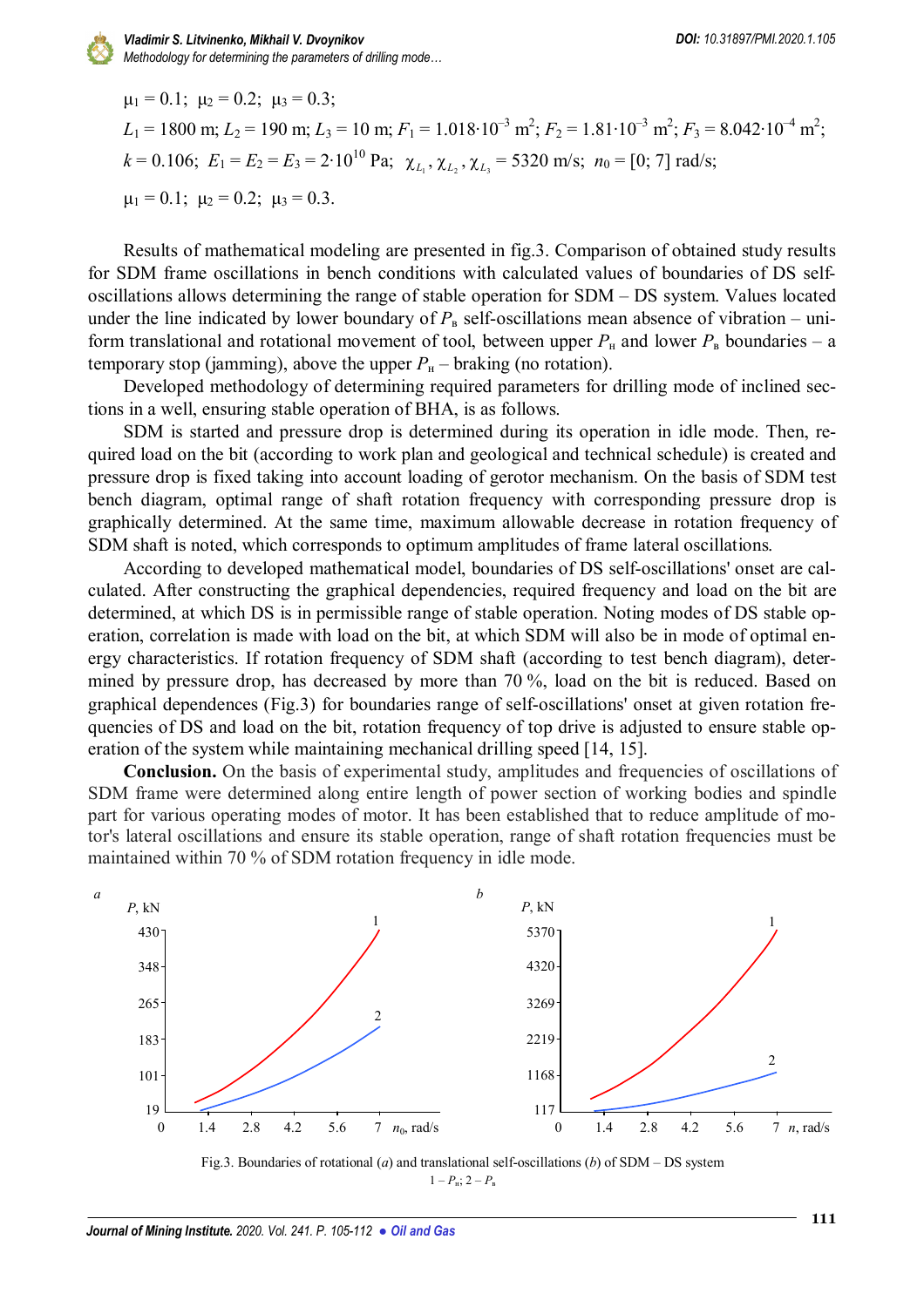$\mu_1 = 0.1$; $\mu_2 = 0.2$; $\mu_3 = 0.3$;

$L_1 = 1800$ m; $L_2 = 190$ m; $L_3 = 10$ m; $F_1 = 1.018 \cdot 10^{-3}$ m$^2$; $F_2 = 1.81 \cdot 10^{-3}$ m$^2$; $F_3 = 8.042 \cdot 10^{-4}$ m$^2$;

$k = 0.106$; $E_1 = E_2 = E_3 = 2 \cdot 10^{10}$ Pa; $\chi_{L_1}, \chi_{L_2}, \chi_{L_3} = 5320$ m/s; $n_0 = [0; 7]$ rad/s;

$\mu_1 = 0.1$; $\mu_2 = 0.2$; $\mu_3 = 0.3$.

Results of mathematical modeling are presented in fig.3. Comparison of obtained study results for SDM frame oscillations in bench conditions with calculated values of boundaries of DS self-oscillations allows determining the range of stable operation for SDM – DS system. Values located under the line indicated by lower boundary of $P_в$ self-oscillations mean absence of vibration – uniform translational and rotational movement of tool, between upper $P_н$ and lower $P_в$ boundaries – a temporary stop (jamming), above the upper $P_н$ – braking (no rotation).

Developed methodology of determining required parameters for drilling mode of inclined sections in a well, ensuring stable operation of BHA, is as follows.

SDM is started and pressure drop is determined during its operation in idle mode. Then, required load on the bit (according to work plan and geological and technical schedule) is created and pressure drop is fixed taking into account loading of gerotor mechanism. On the basis of SDM test bench diagram, optimal range of shaft rotation frequency with corresponding pressure drop is graphically determined. At the same time, maximum allowable decrease in rotation frequency of SDM shaft is noted, which corresponds to optimum amplitudes of frame lateral oscillations.

According to developed mathematical model, boundaries of DS self-oscillations' onset are calculated. After constructing the graphical dependencies, required frequency and load on the bit are determined, at which DS is in permissible range of stable operation. Noting modes of DS stable operation, correlation is made with load on the bit, at which SDM will also be in mode of optimal energy characteristics. If rotation frequency of SDM shaft (according to test bench diagram), determined by pressure drop, has decreased by more than 70 %, load on the bit is reduced. Based on graphical dependences (Fig.3) for boundaries range of self-oscillations' onset at given rotation frequencies of DS and load on the bit, rotation frequency of top drive is adjusted to ensure stable operation of the system while maintaining mechanical drilling speed [14, 15].

**Conclusion.** On the basis of experimental study, amplitudes and frequencies of oscillations of SDM frame were determined along entire length of power section of working bodies and spindle part for various operating modes of motor. It has been established that to reduce amplitude of motor's lateral oscillations and ensure its stable operation, range of shaft rotation frequencies must be maintained within 70 % of SDM rotation frequency in idle mode.

Fig.3. Boundaries of rotational (*a*) and translational self-oscillations (*b*) of SDM – DS system

1 – $P_н$; 2 – $P_в$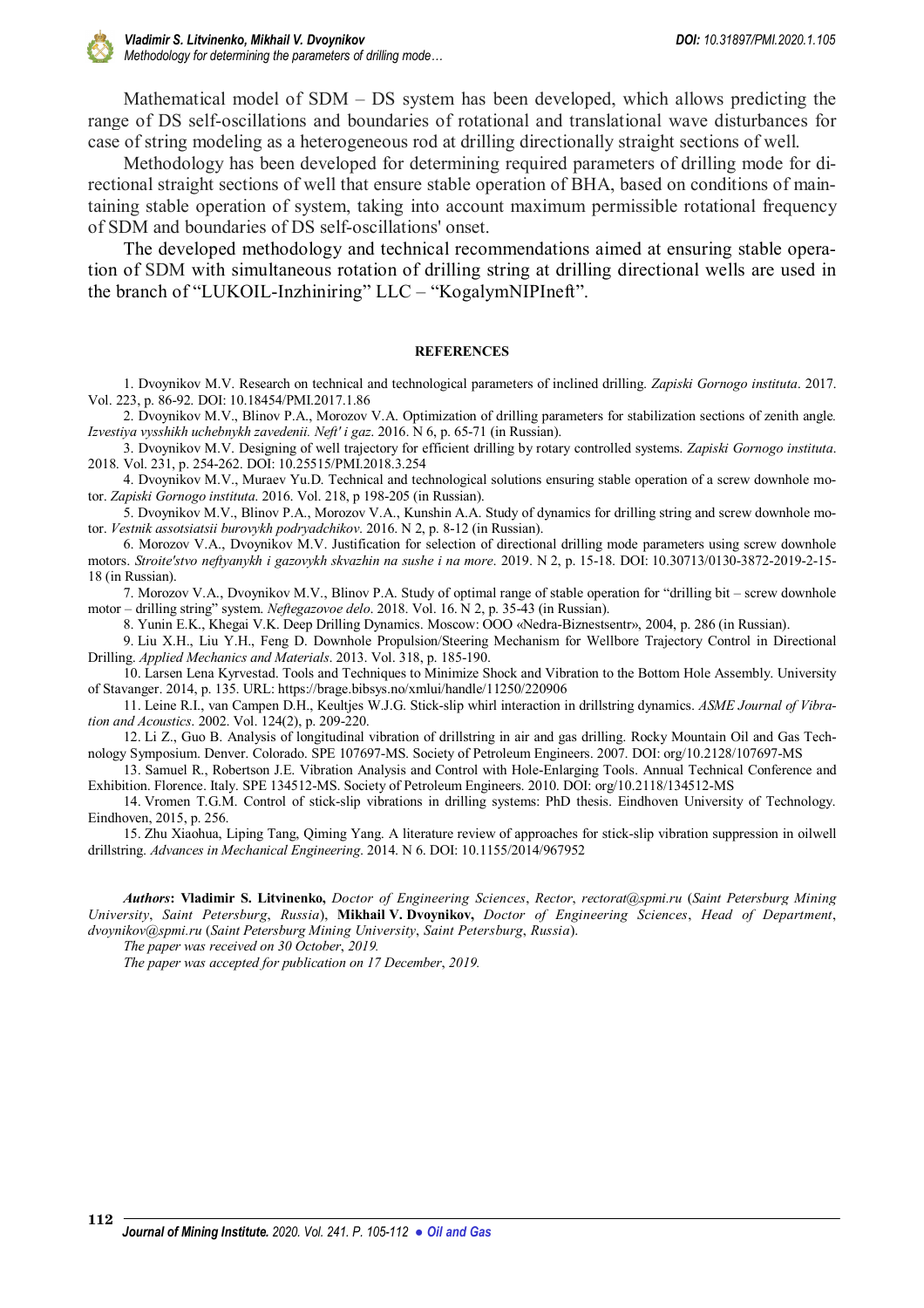Mathematical model of SDM – DS system has been developed, which allows predicting the range of DS self-oscillations and boundaries of rotational and translational wave disturbances for case of string modeling as a heterogeneous rod at drilling directionally straight sections of well.

Methodology has been developed for determining required parameters of drilling mode for directional straight sections of well that ensure stable operation of BHA, based on conditions of maintaining stable operation of system, taking into account maximum permissible rotational frequency of SDM and boundaries of DS self-oscillations' onset.

The developed methodology and technical recommendations aimed at ensuring stable operation of SDM with simultaneous rotation of drilling string at drilling directional wells are used in the branch of "LUKOIL-Inzhiniring" LLC – "KogalymNIPIneft".

**REFERENCES**

1. Dvoynikov M.V. Research on technical and technological parameters of inclined drilling. *Zapiski Gornogo instituta*. 2017. Vol. 223, p. 86-92. DOI: 10.18454/PMI.2017.1.86

2. Dvoynikov M.V., Blinov P.A., Morozov V.A. Optimization of drilling parameters for stabilization sections of zenith angle*. Izvestiya vysshikh uchebnykh zavedenii. Neft' i gaz*. 2016. N 6, p. 65-71 (in Russian).

3. Dvoynikov M.V. Designing of well trajectory for efficient drilling by rotary controlled systems. *Zapiski Gornogo instituta*. 2018. Vol. 231, p. 254-262. DOI: 10.25515/PMI.2018.3.254

4. Dvoynikov M.V., Muraev Yu.D. Technical and technological solutions ensuring stable operation of a screw downhole motor. *Zapiski Gornogo instituta*. 2016. Vol. 218, p 198-205 (in Russian).

5. Dvoynikov M.V., Blinov P.A., Morozov V.A., Kunshin A.A. Study of dynamics for drilling string and screw downhole motor. *Vestnik assotsiatsii burovykh podryadchikov*. 2016. N 2, p. 8-12 (in Russian).

6. Morozov V.A., Dvoynikov M.V. Justification for selection of directional drilling mode parameters using screw downhole motors. *Stroite'stvo neftyanykh i gazovykh skvazhin na sushe i na more*. 2019. N 2, p. 15-18. DOI: 10.30713/0130-3872-2019-2-15-18 (in Russian).

7. Morozov V.A., Dvoynikov M.V., Blinov P.A. Study of optimal range of stable operation for "drilling bit – screw downhole motor – drilling string" system. *Neftegazovoe delo*. 2018. Vol. 16. N 2, p. 35-43 (in Russian).

8. Yunin E.K., Khegai V.K. Deep Drilling Dynamics. Moscow: OOO «Nedra-Biznestsentr», 2004, p. 286 (in Russian).

9. Liu X.H., Liu Y.H., Feng D. Downhole Propulsion/Steering Mechanism for Wellbore Trajectory Control in Directional Drilling. *Applied Mechanics and Materials*. 2013. Vol. 318, p. 185-190.

10. Larsen Lena Kyrvestad. Tools and Techniques to Minimize Shock and Vibration to the Bottom Hole Assembly. University of Stavanger. 2014, p. 135. URL: https://brage.bibsys.no/xmlui/handle/11250/220906

11. Leine R.I., van Campen D.H., Keultjes W.J.G. Stick-slip whirl interaction in drillstring dynamics. *ASME Journal of Vibration and Acoustics*. 2002. Vol. 124(2), p. 209-220.

12. Li Z., Guo B. Analysis of longitudinal vibration of drillstring in air and gas drilling. Rocky Mountain Oil and Gas Technology Symposium. Denver. Colorado. SPE 107697-MS. Society of Petroleum Engineers. 2007. DOI: org/10.2128/107697-MS

13. Samuel R., Robertson J.E. Vibration Analysis and Control with Hole-Enlarging Tools. Annual Technical Conference and Exhibition. Florence. Italy. SPE 134512-MS. Society of Petroleum Engineers. 2010. DOI: org/10.2118/134512-MS

14. Vromen T.G.M. Control of stick-slip vibrations in drilling systems: PhD thesis. Eindhoven University of Technology. Eindhoven, 2015, p. 256.

15. Zhu Xiaohua, Liping Tang, Qiming Yang. A literature review of approaches for stick-slip vibration suppression in oilwell drillstring. *Advances in Mechanical Engineering*. 2014. N 6. DOI: 10.1155/2014/967952

***Authors*: Vladimir S. Litvinenko,** *Doctor of Engineering Sciences*, *Rector*, *rectorat@spmi.ru* (*Saint Petersburg Mining University*, *Saint Petersburg*, *Russia*), **Mikhail V. Dvoynikov,** *Doctor of Engineering Sciences*, *Head of Department*, *dvoynikov@spmi.ru* (*Saint Petersburg Mining University*, *Saint Petersburg*, *Russia*).

*The paper was received on 30 October*, *2019.*

*The paper was accepted for publication on 17 December*, *2019.*